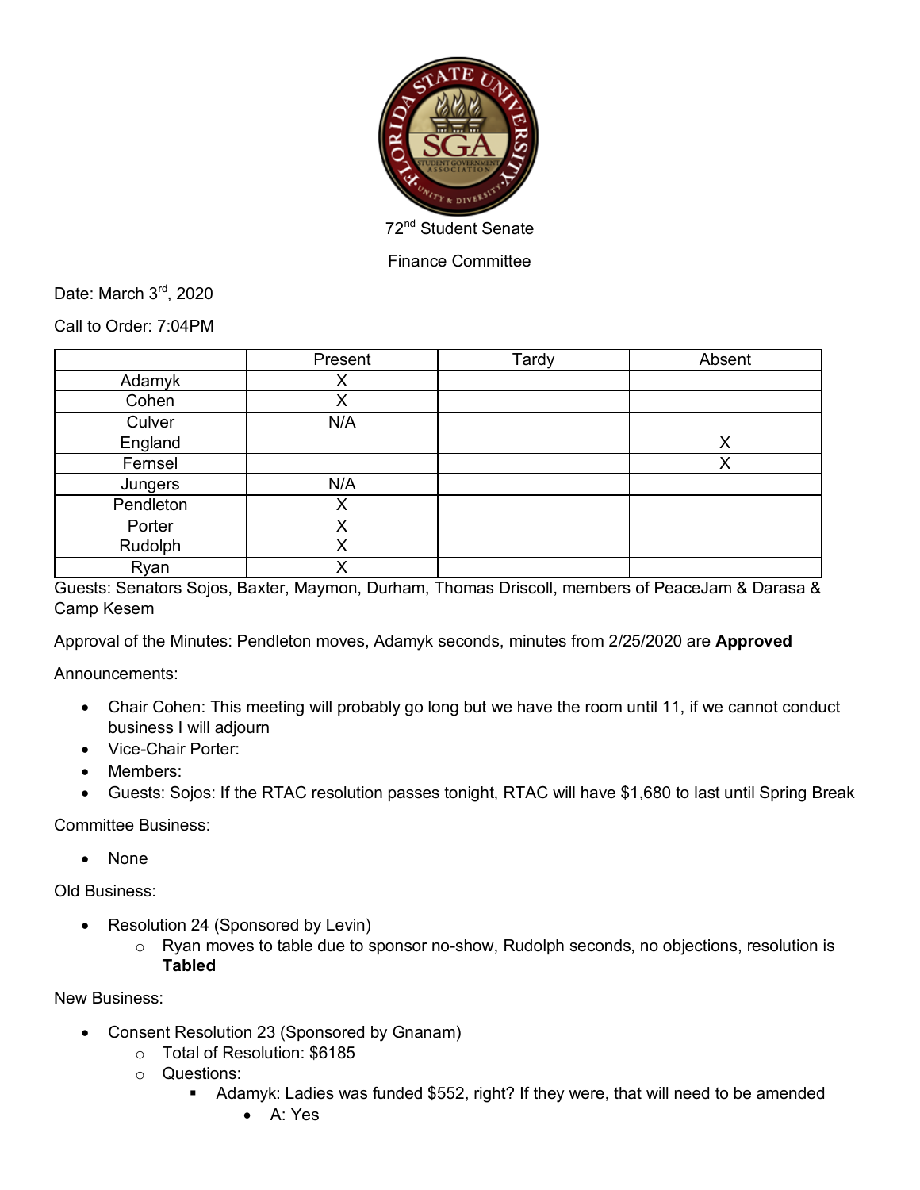72nd Student Senate

Finance Committee

Date: March 3rd, 2020

Call to Order: 7:04PM

| | Present | Tardy | Absent |
|---|---|---|---|
| Adamyk | X | | |
| Cohen | X | | |
| Culver | N/A | | |
| England | | | X |
| Fernsel | | | X |
| Jungers | N/A | | |
| Pendleton | X | | |
| Porter | X | | |
| Rudolph | X | | |
| Ryan | X | | |

Guests: Senators Sojos, Baxter, Maymon, Durham, Thomas Driscoll, members of PeaceJam & Darasa & Camp Kesem

Approval of the Minutes: Pendleton moves, Adamyk seconds, minutes from 2/25/2020 are **Approved**

Announcements:

- Chair Cohen: This meeting will probably go long but we have the room until 11, if we cannot conduct business I will adjourn
- Vice-Chair Porter:
- Members:
- Guests: Sojos: If the RTAC resolution passes tonight, RTAC will have $1,680 to last until Spring Break

Committee Business:

- None

Old Business:

- Resolution 24 (Sponsored by Levin)
  - Ryan moves to table due to sponsor no-show, Rudolph seconds, no objections, resolution is **Tabled**

New Business:

- Consent Resolution 23 (Sponsored by Gnanam)
  - Total of Resolution: $6185
  - Questions:
    - Adamyk: Ladies was funded $552, right? If they were, that will need to be amended
      - A: Yes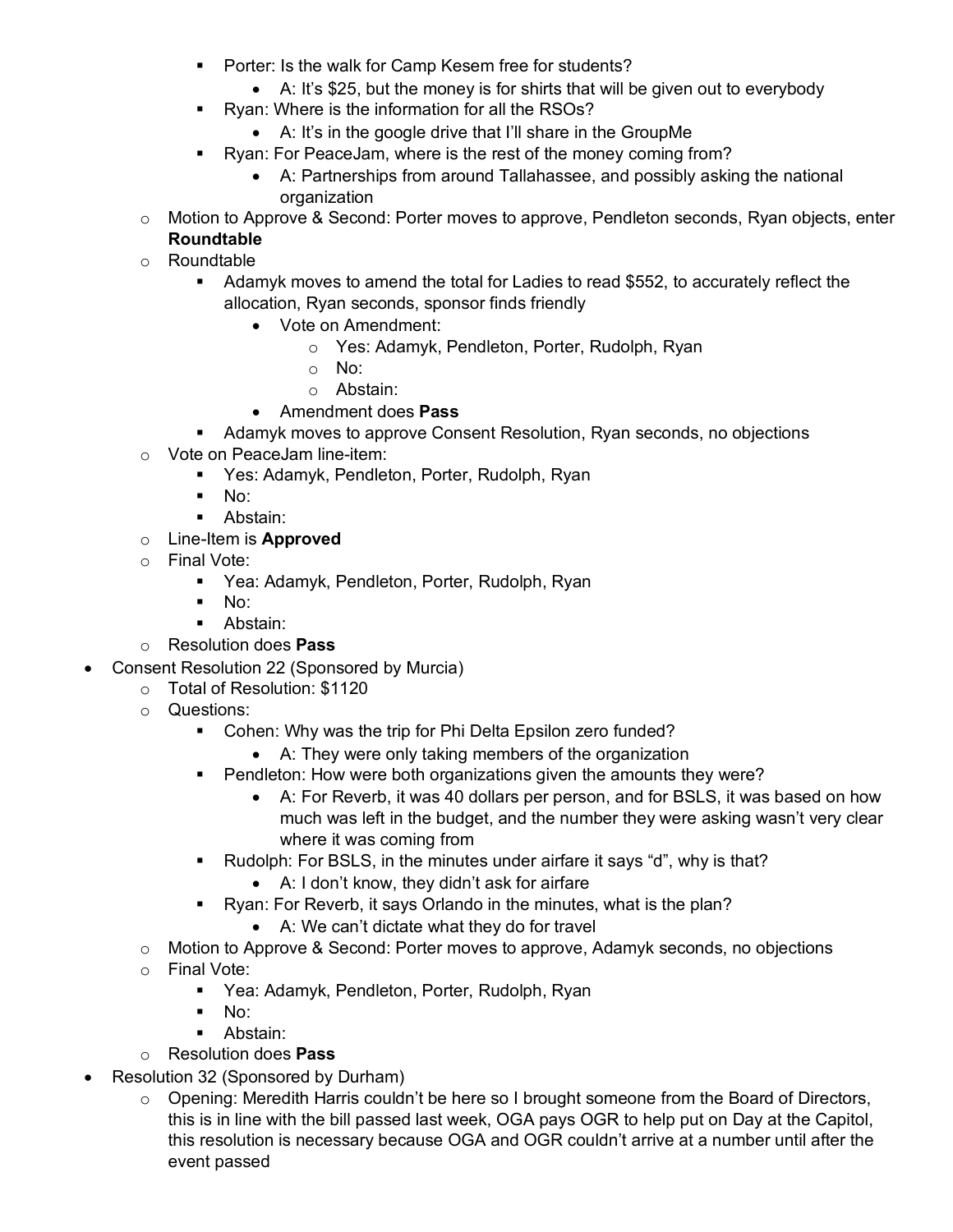- Porter: Is the walk for Camp Kesem free for students?
            - A: It's $25, but the money is for shirts that will be given out to everybody
        - Ryan: Where is the information for all the RSOs?
            - A: It's in the google drive that I'll share in the GroupMe
        - Ryan: For PeaceJam, where is the rest of the money coming from?
            - A: Partnerships from around Tallahassee, and possibly asking the national organization
    - Motion to Approve & Second: Porter moves to approve, Pendleton seconds, Ryan objects, enter **Roundtable**
    - Roundtable
        - Adamyk moves to amend the total for Ladies to read $552, to accurately reflect the allocation, Ryan seconds, sponsor finds friendly
            - Vote on Amendment:
                - Yes: Adamyk, Pendleton, Porter, Rudolph, Ryan
                - No:
                - Abstain:
            - Amendment does **Pass**
        - Adamyk moves to approve Consent Resolution, Ryan seconds, no objections
    - Vote on PeaceJam line-item:
        - Yes: Adamyk, Pendleton, Porter, Rudolph, Ryan
        - No:
        - Abstain:
    - Line-Item is **Approved**
    - Final Vote:
        - Yea: Adamyk, Pendleton, Porter, Rudolph, Ryan
        - No:
        - Abstain:
    - Resolution does **Pass**
- Consent Resolution 22 (Sponsored by Murcia)
    - Total of Resolution: $1120
    - Questions:
        - Cohen: Why was the trip for Phi Delta Epsilon zero funded?
            - A: They were only taking members of the organization
        - Pendleton: How were both organizations given the amounts they were?
            - A: For Reverb, it was 40 dollars per person, and for BSLS, it was based on how much was left in the budget, and the number they were asking wasn't very clear where it was coming from
        - Rudolph: For BSLS, in the minutes under airfare it says "d", why is that?
            - A: I don't know, they didn't ask for airfare
        - Ryan: For Reverb, it says Orlando in the minutes, what is the plan?
            - A: We can't dictate what they do for travel
    - Motion to Approve & Second: Porter moves to approve, Adamyk seconds, no objections
    - Final Vote:
        - Yea: Adamyk, Pendleton, Porter, Rudolph, Ryan
        - No:
        - Abstain:
    - Resolution does **Pass**
- Resolution 32 (Sponsored by Durham)
    - Opening: Meredith Harris couldn't be here so I brought someone from the Board of Directors, this is in line with the bill passed last week, OGA pays OGR to help put on Day at the Capitol, this resolution is necessary because OGA and OGR couldn't arrive at a number until after the event passed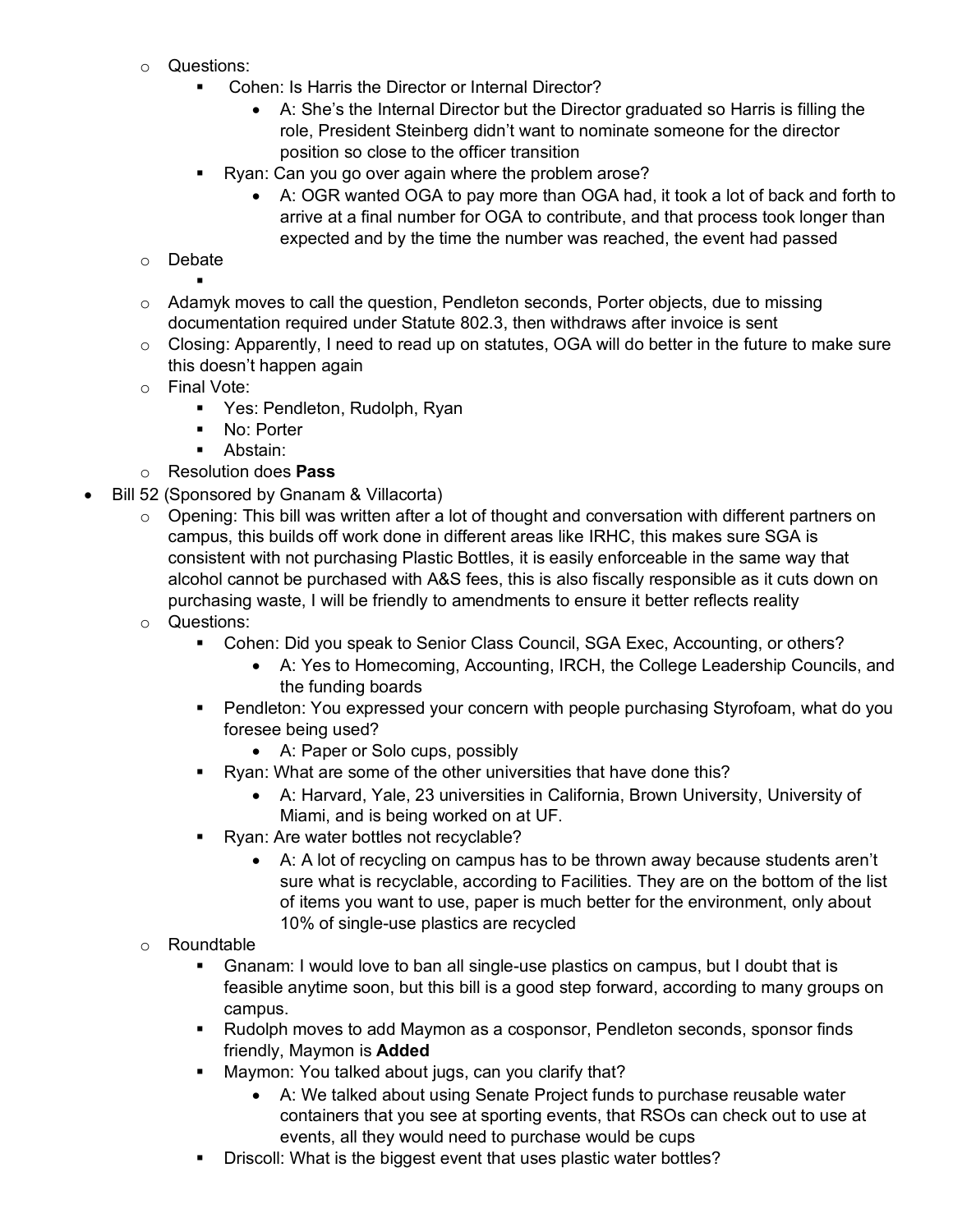- Questions:
  - Cohen: Is Harris the Director or Internal Director?
    - A: She's the Internal Director but the Director graduated so Harris is filling the role, President Steinberg didn't want to nominate someone for the director position so close to the officer transition
  - Ryan: Can you go over again where the problem arose?
    - A: OGR wanted OGA to pay more than OGA had, it took a lot of back and forth to arrive at a final number for OGA to contribute, and that process took longer than expected and by the time the number was reached, the event had passed
- Debate
  - 
- Adamyk moves to call the question, Pendleton seconds, Porter objects, due to missing documentation required under Statute 802.3, then withdraws after invoice is sent
- Closing: Apparently, I need to read up on statutes, OGA will do better in the future to make sure this doesn't happen again
- Final Vote:
  - Yes: Pendleton, Rudolph, Ryan
  - No: Porter
  - Abstain:
- Resolution does **Pass**

- Bill 52 (Sponsored by Gnanam & Villacorta)
  - Opening: This bill was written after a lot of thought and conversation with different partners on campus, this builds off work done in different areas like IRHC, this makes sure SGA is consistent with not purchasing Plastic Bottles, it is easily enforceable in the same way that alcohol cannot be purchased with A&S fees, this is also fiscally responsible as it cuts down on purchasing waste, I will be friendly to amendments to ensure it better reflects reality
  - Questions:
    - Cohen: Did you speak to Senior Class Council, SGA Exec, Accounting, or others?
      - A: Yes to Homecoming, Accounting, IRCH, the College Leadership Councils, and the funding boards
    - Pendleton: You expressed your concern with people purchasing Styrofoam, what do you foresee being used?
      - A: Paper or Solo cups, possibly
    - Ryan: What are some of the other universities that have done this?
      - A: Harvard, Yale, 23 universities in California, Brown University, University of Miami, and is being worked on at UF.
    - Ryan: Are water bottles not recyclable?
      - A: A lot of recycling on campus has to be thrown away because students aren't sure what is recyclable, according to Facilities. They are on the bottom of the list of items you want to use, paper is much better for the environment, only about 10% of single-use plastics are recycled
  - Roundtable
    - Gnanam: I would love to ban all single-use plastics on campus, but I doubt that is feasible anytime soon, but this bill is a good step forward, according to many groups on campus.
    - Rudolph moves to add Maymon as a cosponsor, Pendleton seconds, sponsor finds friendly, Maymon is **Added**
    - Maymon: You talked about jugs, can you clarify that?
      - A: We talked about using Senate Project funds to purchase reusable water containers that you see at sporting events, that RSOs can check out to use at events, all they would need to purchase would be cups
    - Driscoll: What is the biggest event that uses plastic water bottles?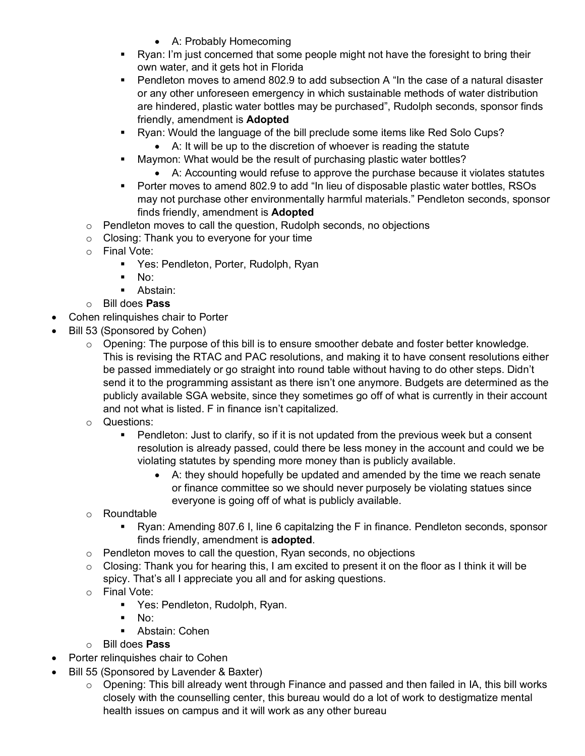- A: Probably Homecoming
      - Ryan: I'm just concerned that some people might not have the foresight to bring their own water, and it gets hot in Florida
      - Pendleton moves to amend 802.9 to add subsection A "In the case of a natural disaster or any other unforeseen emergency in which sustainable methods of water distribution are hindered, plastic water bottles may be purchased", Rudolph seconds, sponsor finds friendly, amendment is **Adopted**
      - Ryan: Would the language of the bill preclude some items like Red Solo Cups?
        - A: It will be up to the discretion of whoever is reading the statute
      - Maymon: What would be the result of purchasing plastic water bottles?
        - A: Accounting would refuse to approve the purchase because it violates statutes
      - Porter moves to amend 802.9 to add "In lieu of disposable plastic water bottles, RSOs may not purchase other environmentally harmful materials." Pendleton seconds, sponsor finds friendly, amendment is **Adopted**
    - Pendleton moves to call the question, Rudolph seconds, no objections
    - Closing: Thank you to everyone for your time
    - Final Vote:
      - Yes: Pendleton, Porter, Rudolph, Ryan
      - No:
      - Abstain:
    - Bill does **Pass**
- Cohen relinquishes chair to Porter
- Bill 53 (Sponsored by Cohen)
    - Opening: The purpose of this bill is to ensure smoother debate and foster better knowledge. This is revising the RTAC and PAC resolutions, and making it to have consent resolutions either be passed immediately or go straight into round table without having to do other steps. Didn't send it to the programming assistant as there isn't one anymore. Budgets are determined as the publicly available SGA website, since they sometimes go off of what is currently in their account and not what is listed. F in finance isn't capitalized.
    - Questions:
      - Pendleton: Just to clarify, so if it is not updated from the previous week but a consent resolution is already passed, could there be less money in the account and could we be violating statutes by spending more money than is publicly available.
        - A: they should hopefully be updated and amended by the time we reach senate or finance committee so we should never purposely be violating statues since everyone is going off of what is publicly available.
    - Roundtable
      - Ryan: Amending 807.6 I, line 6 capitalzing the F in finance. Pendleton seconds, sponsor finds friendly, amendment is **adopted**.
    - Pendleton moves to call the question, Ryan seconds, no objections
    - Closing: Thank you for hearing this, I am excited to present it on the floor as I think it will be spicy. That's all I appreciate you all and for asking questions.
    - Final Vote:
      - Yes: Pendleton, Rudolph, Ryan.
      - No:
      - Abstain: Cohen
    - Bill does **Pass**
- Porter relinquishes chair to Cohen
- Bill 55 (Sponsored by Lavender & Baxter)
    - Opening: This bill already went through Finance and passed and then failed in IA, this bill works closely with the counselling center, this bureau would do a lot of work to destigmatize mental health issues on campus and it will work as any other bureau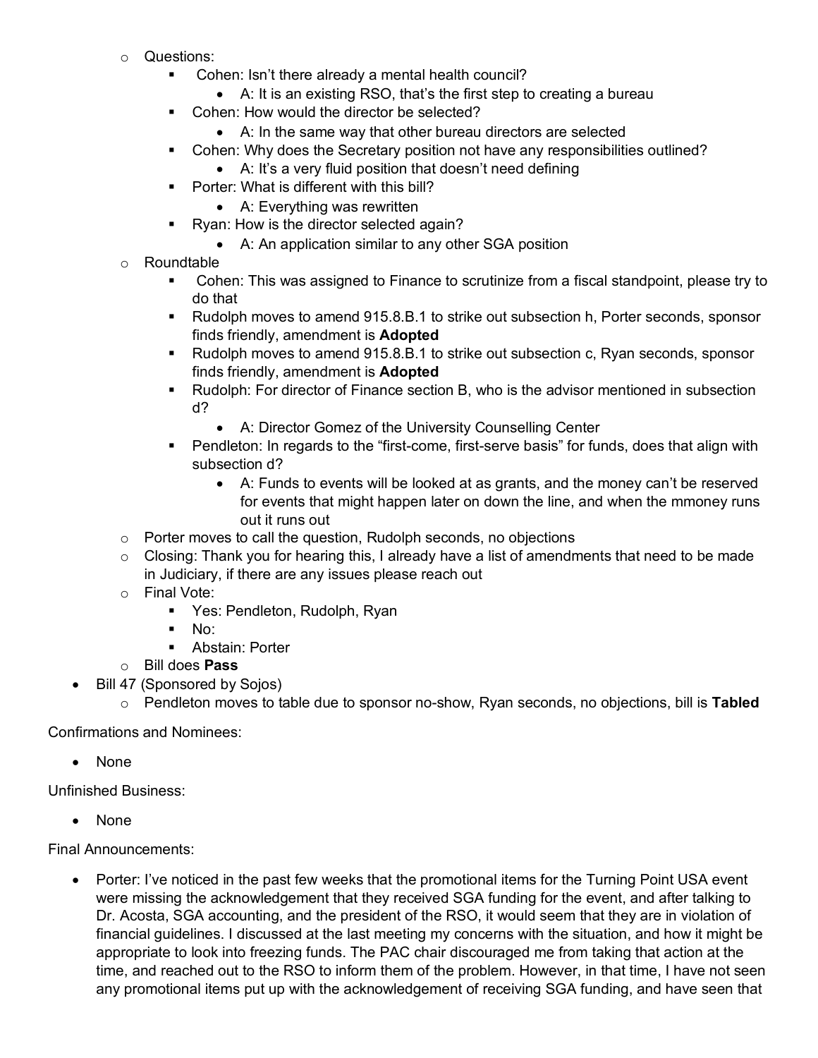- Questions:
  - Cohen: Isn't there already a mental health council?
    - A: It is an existing RSO, that's the first step to creating a bureau
  - Cohen: How would the director be selected?
    - A: In the same way that other bureau directors are selected
  - Cohen: Why does the Secretary position not have any responsibilities outlined?
    - A: It's a very fluid position that doesn't need defining
  - Porter: What is different with this bill?
    - A: Everything was rewritten
  - Ryan: How is the director selected again?
    - A: An application similar to any other SGA position
- Roundtable
  - Cohen: This was assigned to Finance to scrutinize from a fiscal standpoint, please try to do that
  - Rudolph moves to amend 915.8.B.1 to strike out subsection h, Porter seconds, sponsor finds friendly, amendment is **Adopted**
  - Rudolph moves to amend 915.8.B.1 to strike out subsection c, Ryan seconds, sponsor finds friendly, amendment is **Adopted**
  - Rudolph: For director of Finance section B, who is the advisor mentioned in subsection d?
    - A: Director Gomez of the University Counselling Center
  - Pendleton: In regards to the "first-come, first-serve basis" for funds, does that align with subsection d?
    - A: Funds to events will be looked at as grants, and the money can't be reserved for events that might happen later on down the line, and when the mmoney runs out it runs out
- Porter moves to call the question, Rudolph seconds, no objections
- Closing: Thank you for hearing this, I already have a list of amendments that need to be made in Judiciary, if there are any issues please reach out
- Final Vote:
  - Yes: Pendleton, Rudolph, Ryan
  - No:
  - Abstain: Porter
- Bill does **Pass**

- Bill 47 (Sponsored by Sojos)
  - Pendleton moves to table due to sponsor no-show, Ryan seconds, no objections, bill is **Tabled**

Confirmations and Nominees:

- None

Unfinished Business:

- None

Final Announcements:

- Porter: I've noticed in the past few weeks that the promotional items for the Turning Point USA event were missing the acknowledgement that they received SGA funding for the event, and after talking to Dr. Acosta, SGA accounting, and the president of the RSO, it would seem that they are in violation of financial guidelines. I discussed at the last meeting my concerns with the situation, and how it might be appropriate to look into freezing funds. The PAC chair discouraged me from taking that action at the time, and reached out to the RSO to inform them of the problem. However, in that time, I have not seen any promotional items put up with the acknowledgement of receiving SGA funding, and have seen that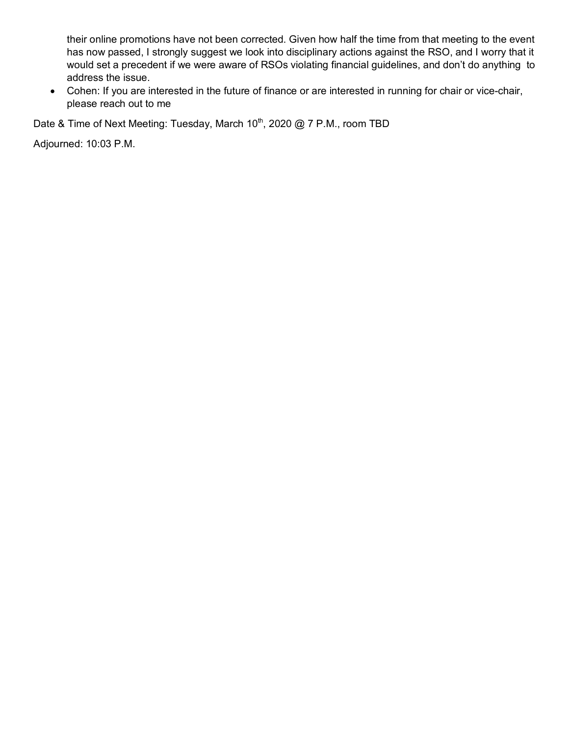their online promotions have not been corrected. Given how half the time from that meeting to the event has now passed, I strongly suggest we look into disciplinary actions against the RSO, and I worry that it would set a precedent if we were aware of RSOs violating financial guidelines, and don't do anything to address the issue.

- Cohen: If you are interested in the future of finance or are interested in running for chair or vice-chair, please reach out to me

Date & Time of Next Meeting: Tuesday, March 10th, 2020 @ 7 P.M., room TBD

Adjourned: 10:03 P.M.